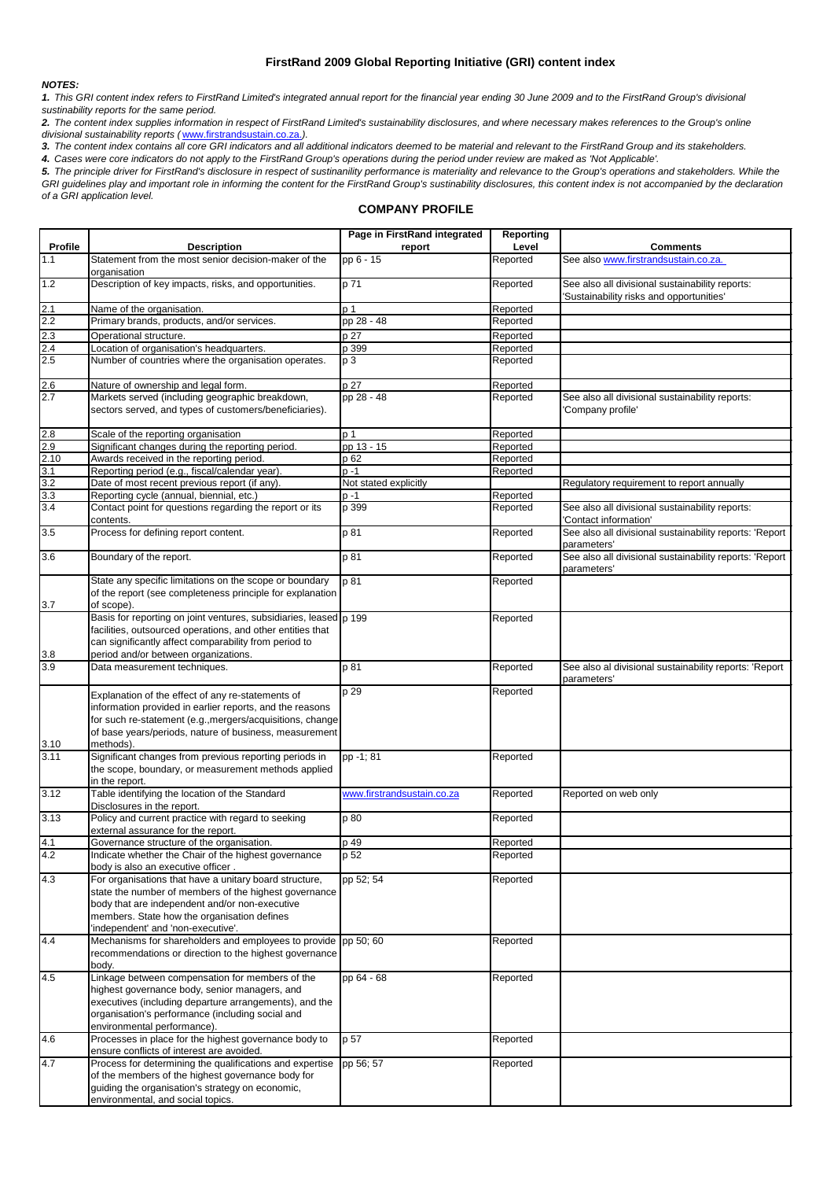# FirstRand 2009 Global Reporting Initiative (GRI) content index

***NOTES:***

***1.*** *This GRI content index refers to FirstRand Limited's integrated annual report for the financial year ending 30 June 2009 and to the FirstRand Group's divisional sustainability reports for the same period.*

***2.*** *The content index supplies information in respect of FirstRand Limited's sustainability disclosures, and where necessary makes references to the Group's online divisional sustainability reports (www.firstrandsustain.co.za.).*

***3.*** *The content index contains all core GRI indicators and all additional indicators deemed to be material and relevant to the FirstRand Group and its stakeholders.*

***4.*** *Cases were core indicators do not apply to the FirstRand Group's operations during the period under review are maked as 'Not Applicable'.*

***5.*** *The principle driver for FirstRand's disclosure in respect of sustinability performance is materiality and relevance to the Group's operations and stakeholders. While the GRI guidelines play and important role in informing the content for the FirstRand Group's sustainability disclosures, this content index is not accompanied by the declaration of a GRI application level.*

## COMPANY PROFILE

| Profile | Description | Page in FirstRand integrated report | Reporting Level | Comments |
|---|---|---|---|---|
| 1.1 | Statement from the most senior decision-maker of the organisation | pp 6 - 15 | Reported | See also www.firstrandsustain.co.za. |
| 1.2 | Description of key impacts, risks, and opportunities. | p 71 | Reported | See also all divisional sustainability reports: 'Sustainability risks and opportunities' |
| 2.1 | Name of the organisation. | p 1 | Reported | |
| 2.2 | Primary brands, products, and/or services. | pp 28 - 48 | Reported | |
| 2.3 | Operational structure. | p 27 | Reported | |
| 2.4 | Location of organisation's headquarters. | p 399 | Reported | |
| 2.5 | Number of countries where the organisation operates. | p 3 | Reported | |
| 2.6 | Nature of ownership and legal form. | p 27 | Reported | |
| 2.7 | Markets served (including geographic breakdown, sectors served, and types of customers/beneficiaries). | pp 28 - 48 | Reported | See also all divisional sustainability reports: 'Company profile' |
| 2.8 | Scale of the reporting organisation | p 1 | Reported | |
| 2.9 | Significant changes during the reporting period. | pp 13 - 15 | Reported | |
| 2.10 | Awards received in the reporting period. | p 62 | Reported | |
| 3.1 | Reporting period (e.g., fiscal/calendar year). | p -1 | Reported | |
| 3.2 | Date of most recent previous report (if any). | Not stated explicitly | | Regulatory requirement to report annually |
| 3.3 | Reporting cycle (annual, biennial, etc.) | p -1 | Reported | |
| 3.4 | Contact point for questions regarding the report or its contents. | p 399 | Reported | See also all divisional sustainability reports: 'Contact information' |
| 3.5 | Process for defining report content. | p 81 | Reported | See also all divisional sustainability reports: 'Report parameters' |
| 3.6 | Boundary of the report. | p 81 | Reported | See also all divisional sustainability reports: 'Report parameters' |
| 3.7 | State any specific limitations on the scope or boundary of the report (see completeness principle for explanation of scope). | p 81 | Reported | |
| 3.8 | Basis for reporting on joint ventures, subsidiaries, leased facilities, outsourced operations, and other entities that can significantly affect comparability from period to period and/or between organizations. | p 199 | Reported | |
| 3.9 | Data measurement techniques. | p 81 | Reported | See also al divisional sustainability reports: 'Report parameters' |
| 3.10 | Explanation of the effect of any re-statements of information provided in earlier reports, and the reasons for such re-statement (e.g.,mergers/acquisitions, change of base years/periods, nature of business, measurement methods). | p 29 | Reported | |
| 3.11 | Significant changes from previous reporting periods in the scope, boundary, or measurement methods applied in the report. | pp -1; 81 | Reported | |
| 3.12 | Table identifying the location of the Standard Disclosures in the report. | www.firstrandsustain.co.za | Reported | Reported on web only |
| 3.13 | Policy and current practice with regard to seeking external assurance for the report. | p 80 | Reported | |
| 4.1 | Governance structure of the organisation. | p 49 | Reported | |
| 4.2 | Indicate whether the Chair of the highest governance body is also an executive officer . | p 52 | Reported | |
| 4.3 | For organisations that have a unitary board structure, state the number of members of the highest governance body that are independent and/or non-executive members. State how the organisation defines 'independent' and 'non-executive'. | pp 52; 54 | Reported | |
| 4.4 | Mechanisms for shareholders and employees to provide recommendations or direction to the highest governance body. | pp 50; 60 | Reported | |
| 4.5 | Linkage between compensation for members of the highest governance body, senior managers, and executives (including departure arrangements), and the organisation's performance (including social and environmental performance). | pp 64 - 68 | Reported | |
| 4.6 | Processes in place for the highest governance body to ensure conflicts of interest are avoided. | p 57 | Reported | |
| 4.7 | Process for determining the qualifications and expertise of the members of the highest governance body for guiding the organisation's strategy on economic, environmental, and social topics. | pp 56; 57 | Reported | |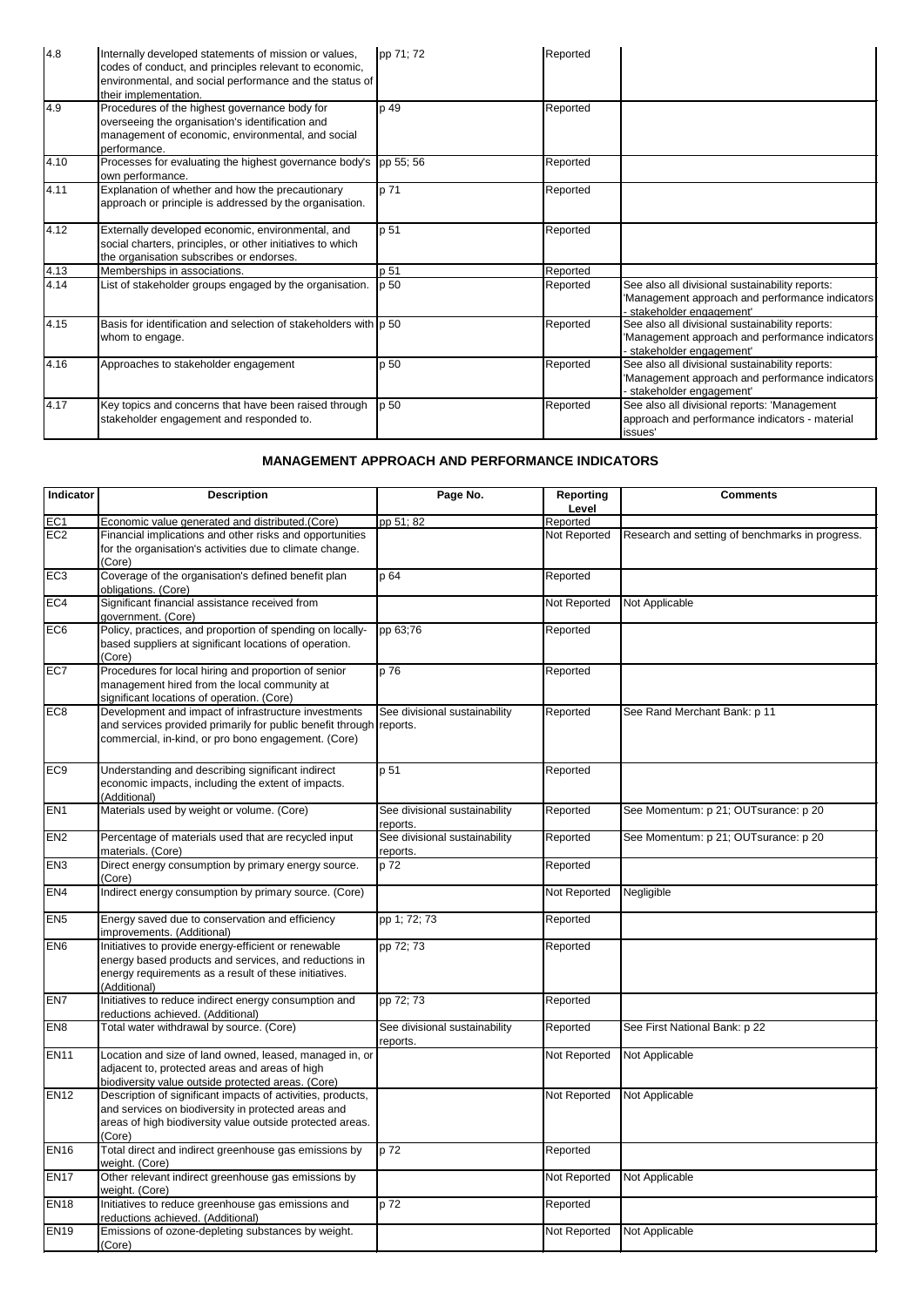| 4.8 | Internally developed statements of mission or values, codes of conduct, and principles relevant to economic, environmental, and social performance and the status of their implementation. | pp 71; 72 | Reported | |
|---|---|---|---|---|
| 4.9 | Procedures of the highest governance body for overseeing the organisation's identification and management of economic, environmental, and social performance. | p 49 | Reported | |
| 4.10 | Processes for evaluating the highest governance body's own performance. | pp 55; 56 | Reported | |
| 4.11 | Explanation of whether and how the precautionary approach or principle is addressed by the organisation. | p 71 | Reported | |
| 4.12 | Externally developed economic, environmental, and social charters, principles, or other initiatives to which the organisation subscribes or endorses. | p 51 | Reported | |
| 4.13 | Memberships in associations. | p 51 | Reported | |
| 4.14 | List of stakeholder groups engaged by the organisation. | p 50 | Reported | See also all divisional sustainability reports: 'Management approach and performance indicators - stakeholder engagement' |
| 4.15 | Basis for identification and selection of stakeholders with whom to engage. | p 50 | Reported | See also all divisional sustainability reports: 'Management approach and performance indicators - stakeholder engagement' |
| 4.16 | Approaches to stakeholder engagement | p 50 | Reported | See also all divisional sustainability reports: 'Management approach and performance indicators - stakeholder engagement' |
| 4.17 | Key topics and concerns that have been raised through stakeholder engagement and responded to. | p 50 | Reported | See also all divisional reports: 'Management approach and performance indicators - material issues' |

## MANAGEMENT APPROACH AND PERFORMANCE INDICATORS

| Indicator | Description | Page No. | Reporting Level | Comments |
|---|---|---|---|---|
| EC1 | Economic value generated and distributed.(Core) | pp 51; 82 | Reported | |
| EC2 | Financial implications and other risks and opportunities for the organisation's activities due to climate change. (Core) | | Not Reported | Research and setting of benchmarks in progress. |
| EC3 | Coverage of the organisation's defined benefit plan obligations. (Core) | p 64 | Reported | |
| EC4 | Significant financial assistance received from government. (Core) | | Not Reported | Not Applicable |
| EC6 | Policy, practices, and proportion of spending on locally-based suppliers at significant locations of operation. (Core) | pp 63;76 | Reported | |
| EC7 | Procedures for local hiring and proportion of senior management hired from the local community at significant locations of operation. (Core) | p 76 | Reported | |
| EC8 | Development and impact of infrastructure investments and services provided primarily for public benefit through commercial, in-kind, or pro bono engagement. (Core) | See divisional sustainability reports. | Reported | See Rand Merchant Bank: p 11 |
| EC9 | Understanding and describing significant indirect economic impacts, including the extent of impacts. (Additional) | p 51 | Reported | |
| EN1 | Materials used by weight or volume. (Core) | See divisional sustainability reports. | Reported | See Momentum: p 21; OUTsurance: p 20 |
| EN2 | Percentage of materials used that are recycled input materials. (Core) | See divisional sustainability reports. | Reported | See Momentum: p 21; OUTsurance: p 20 |
| EN3 | Direct energy consumption by primary energy source. (Core) | p 72 | Reported | |
| EN4 | Indirect energy consumption by primary source. (Core) | | Not Reported | Negligible |
| EN5 | Energy saved due to conservation and efficiency improvements. (Additional) | pp 1; 72; 73 | Reported | |
| EN6 | Initiatives to provide energy-efficient or renewable energy based products and services, and reductions in energy requirements as a result of these initiatives. (Additional) | pp 72; 73 | Reported | |
| EN7 | Initiatives to reduce indirect energy consumption and reductions achieved. (Additional) | pp 72; 73 | Reported | |
| EN8 | Total water withdrawal by source. (Core) | See divisional sustainability reports. | Reported | See First National Bank: p 22 |
| EN11 | Location and size of land owned, leased, managed in, or adjacent to, protected areas and areas of high biodiversity value outside protected areas. (Core) | | Not Reported | Not Applicable |
| EN12 | Description of significant impacts of activities, products, and services on biodiversity in protected areas and areas of high biodiversity value outside protected areas. (Core) | | Not Reported | Not Applicable |
| EN16 | Total direct and indirect greenhouse gas emissions by weight. (Core) | p 72 | Reported | |
| EN17 | Other relevant indirect greenhouse gas emissions by weight. (Core) | | Not Reported | Not Applicable |
| EN18 | Initiatives to reduce greenhouse gas emissions and reductions achieved. (Additional) | p 72 | Reported | |
| EN19 | Emissions of ozone-depleting substances by weight. (Core) | | Not Reported | Not Applicable |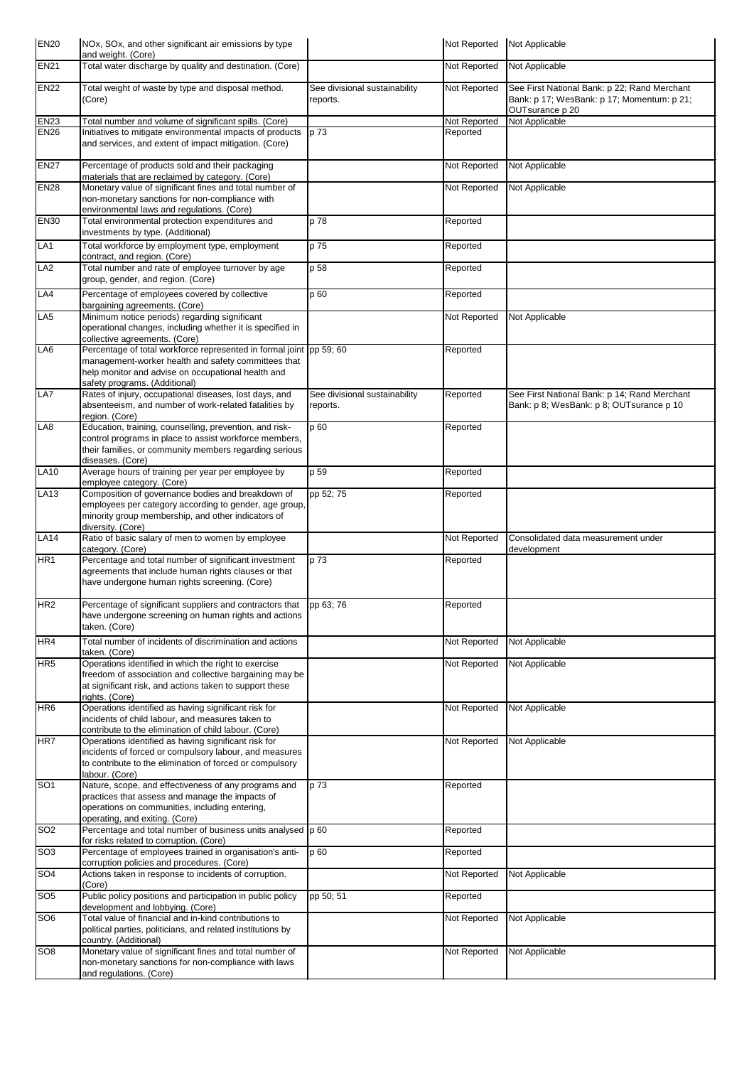| EN20 | NOx, SOx, and other significant air emissions by type and weight. (Core) | | Not Reported | Not Applicable |
|---|---|---|---|---|
| EN21 | Total water discharge by quality and destination. (Core) | | Not Reported | Not Applicable |
| EN22 | Total weight of waste by type and disposal method. (Core) | See divisional sustainability reports. | Not Reported | See First National Bank: p 22; Rand Merchant Bank: p 17; WesBank: p 17; Momentum: p 21; OUTsurance p 20 |
| EN23 | Total number and volume of significant spills. (Core) | | Not Reported | Not Applicable |
| EN26 | Initiatives to mitigate environmental impacts of products and services, and extent of impact mitigation. (Core) | p 73 | Reported | |
| EN27 | Percentage of products sold and their packaging materials that are reclaimed by category. (Core) | | Not Reported | Not Applicable |
| EN28 | Monetary value of significant fines and total number of non-monetary sanctions for non-compliance with environmental laws and regulations. (Core) | | Not Reported | Not Applicable |
| EN30 | Total environmental protection expenditures and investments by type. (Additional) | p 78 | Reported | |
| LA1 | Total workforce by employment type, employment contract, and region. (Core) | p 75 | Reported | |
| LA2 | Total number and rate of employee turnover by age group, gender, and region. (Core) | p 58 | Reported | |
| LA4 | Percentage of employees covered by collective bargaining agreements. (Core) | p 60 | Reported | |
| LA5 | Minimum notice periods) regarding significant operational changes, including whether it is specified in collective agreements. (Core) | | Not Reported | Not Applicable |
| LA6 | Percentage of total workforce represented in formal joint management-worker health and safety committees that help monitor and advise on occupational health and safety programs. (Additional) | pp 59; 60 | Reported | |
| LA7 | Rates of injury, occupational diseases, lost days, and absenteeism, and number of work-related fatalities by region. (Core) | See divisional sustainability reports. | Reported | See First National Bank: p 14; Rand Merchant Bank: p 8; WesBank: p 8; OUTsurance p 10 |
| LA8 | Education, training, counselling, prevention, and risk-control programs in place to assist workforce members, their families, or community members regarding serious diseases. (Core) | p 60 | Reported | |
| LA10 | Average hours of training per year per employee by employee category. (Core) | p 59 | Reported | |
| LA13 | Composition of governance bodies and breakdown of employees per category according to gender, age group, minority group membership, and other indicators of diversity. (Core) | pp 52; 75 | Reported | |
| LA14 | Ratio of basic salary of men to women by employee category. (Core) | | Not Reported | Consolidated data measurement under development |
| HR1 | Percentage and total number of significant investment agreements that include human rights clauses or that have undergone human rights screening. (Core) | p 73 | Reported | |
| HR2 | Percentage of significant suppliers and contractors that have undergone screening on human rights and actions taken. (Core) | pp 63; 76 | Reported | |
| HR4 | Total number of incidents of discrimination and actions taken. (Core) | | Not Reported | Not Applicable |
| HR5 | Operations identified in which the right to exercise freedom of association and collective bargaining may be at significant risk, and actions taken to support these rights. (Core) | | Not Reported | Not Applicable |
| HR6 | Operations identified as having significant risk for incidents of child labour, and measures taken to contribute to the elimination of child labour. (Core) | | Not Reported | Not Applicable |
| HR7 | Operations identified as having significant risk for incidents of forced or compulsory labour, and measures to contribute to the elimination of forced or compulsory labour. (Core) | | Not Reported | Not Applicable |
| SO1 | Nature, scope, and effectiveness of any programs and practices that assess and manage the impacts of operations on communities, including entering, operating, and exiting. (Core) | p 73 | Reported | |
| SO2 | Percentage and total number of business units analysed for risks related to corruption. (Core) | p 60 | Reported | |
| SO3 | Percentage of employees trained in organisation's anti-corruption policies and procedures. (Core) | p 60 | Reported | |
| SO4 | Actions taken in response to incidents of corruption. (Core) | | Not Reported | Not Applicable |
| SO5 | Public policy positions and participation in public policy development and lobbying. (Core) | pp 50; 51 | Reported | |
| SO6 | Total value of financial and in-kind contributions to political parties, politicians, and related institutions by country. (Additional) | | Not Reported | Not Applicable |
| SO8 | Monetary value of significant fines and total number of non-monetary sanctions for non-compliance with laws and regulations. (Core) | | Not Reported | Not Applicable |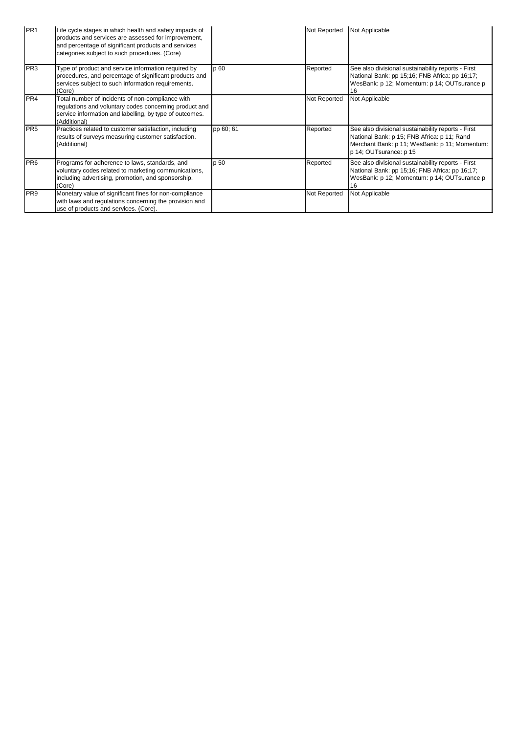| | | | | |
|---|---|---|---|---|
| PR1 | Life cycle stages in which health and safety impacts of products and services are assessed for improvement, and percentage of significant products and services categories subject to such procedures. (Core) | | Not Reported | Not Applicable |
| PR3 | Type of product and service information required by procedures, and percentage of significant products and services subject to such information requirements. (Core) | p 60 | Reported | See also divisional sustainability reports - First National Bank: pp 15;16; FNB Africa: pp 16;17; WesBank: p 12; Momentum: p 14; OUTsurance p 16 |
| PR4 | Total number of incidents of non-compliance with regulations and voluntary codes concerning product and service information and labelling, by type of outcomes. (Additional) | | Not Reported | Not Applicable |
| PR5 | Practices related to customer satisfaction, including results of surveys measuring customer satisfaction. (Additional) | pp 60; 61 | Reported | See also divisional sustainability reports - First National Bank: p 15; FNB Africa: p 11; Rand Merchant Bank: p 11; WesBank: p 11; Momentum: p 14; OUTsurance: p 15 |
| PR6 | Programs for adherence to laws, standards, and voluntary codes related to marketing communications, including advertising, promotion, and sponsorship. (Core) | p 50 | Reported | See also divisional sustainability reports - First National Bank: pp 15;16; FNB Africa: pp 16;17; WesBank: p 12; Momentum: p 14; OUTsurance p 16 |
| PR9 | Monetary value of significant fines for non-compliance with laws and regulations concerning the provision and use of products and services. (Core). | | Not Reported | Not Applicable |